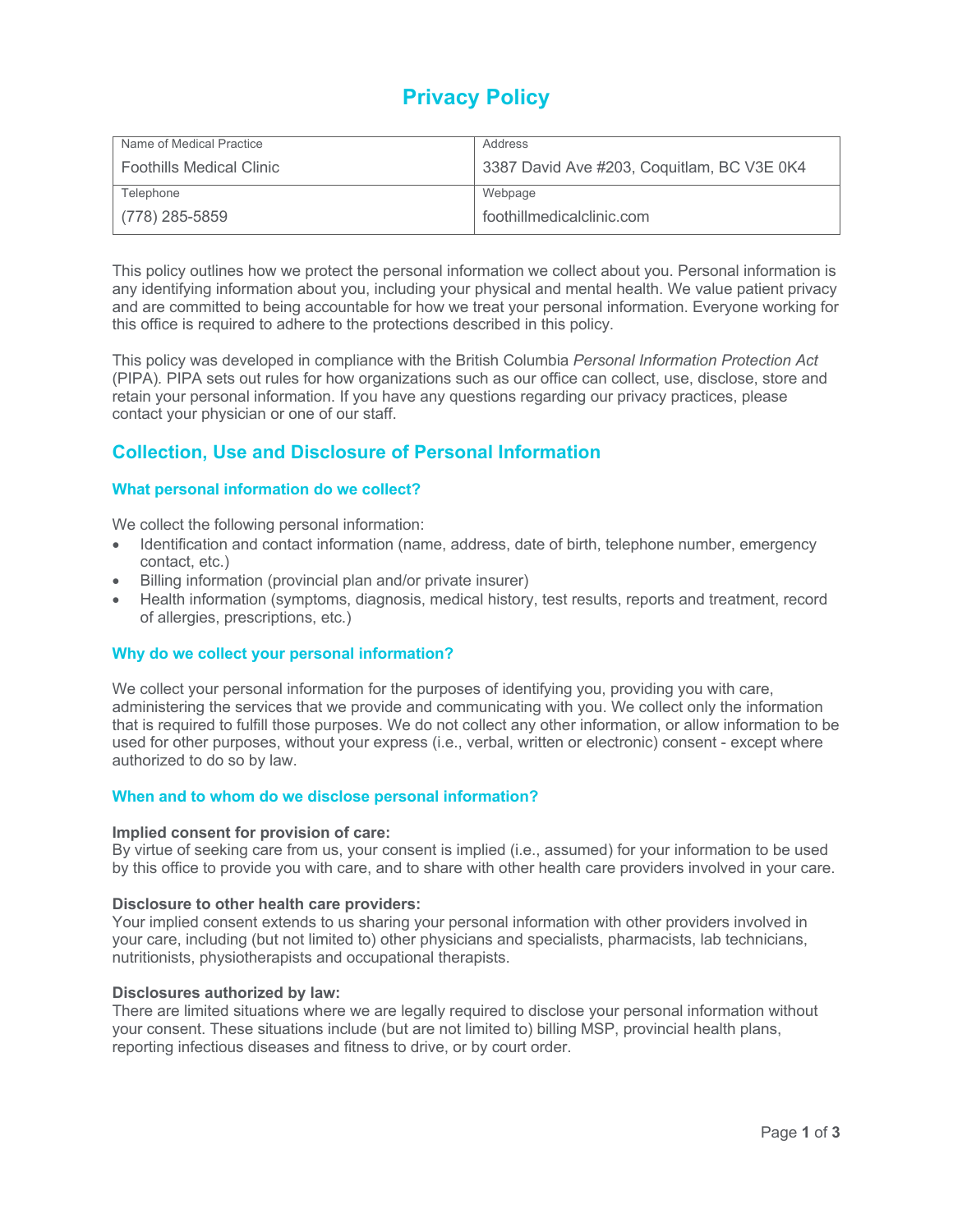# Privacy Policy

| Name of Medical Practice | Address |
|---|---|
| Foothills Medical Clinic | 3387 David Ave #203, Coquitlam, BC V3E 0K4 |
| **Telephone** | **Webpage** |
| (778) 285-5859 | foothillmedicalclinic.com |

This policy outlines how we protect the personal information we collect about you. Personal information is any identifying information about you, including your physical and mental health. We value patient privacy and are committed to being accountable for how we treat your personal information. Everyone working for this office is required to adhere to the protections described in this policy.

This policy was developed in compliance with the British Columbia *Personal Information Protection Act* (PIPA). PIPA sets out rules for how organizations such as our office can collect, use, disclose, store and retain your personal information. If you have any questions regarding our privacy practices, please contact your physician or one of our staff.

## Collection, Use and Disclosure of Personal Information

### What personal information do we collect?

We collect the following personal information:

- Identification and contact information (name, address, date of birth, telephone number, emergency contact, etc.)
- Billing information (provincial plan and/or private insurer)
- Health information (symptoms, diagnosis, medical history, test results, reports and treatment, record of allergies, prescriptions, etc.)

### Why do we collect your personal information?

We collect your personal information for the purposes of identifying you, providing you with care, administering the services that we provide and communicating with you. We collect only the information that is required to fulfill those purposes. We do not collect any other information, or allow information to be used for other purposes, without your express (i.e., verbal, written or electronic) consent - except where authorized to do so by law.

### When and to whom do we disclose personal information?

**Implied consent for provision of care:**
By virtue of seeking care from us, your consent is implied (i.e., assumed) for your information to be used by this office to provide you with care, and to share with other health care providers involved in your care.

**Disclosure to other health care providers:**
Your implied consent extends to us sharing your personal information with other providers involved in your care, including (but not limited to) other physicians and specialists, pharmacists, lab technicians, nutritionists, physiotherapists and occupational therapists.

**Disclosures authorized by law:**
There are limited situations where we are legally required to disclose your personal information without your consent. These situations include (but are not limited to) billing MSP, provincial health plans, reporting infectious diseases and fitness to drive, or by court order.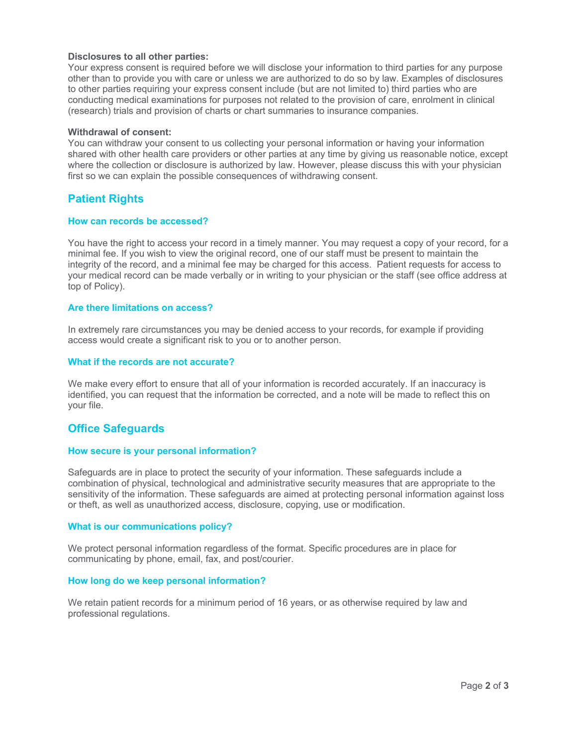**Disclosures to all other parties:**
Your express consent is required before we will disclose your information to third parties for any purpose other than to provide you with care or unless we are authorized to do so by law. Examples of disclosures to other parties requiring your express consent include (but are not limited to) third parties who are conducting medical examinations for purposes not related to the provision of care, enrolment in clinical (research) trials and provision of charts or chart summaries to insurance companies.

**Withdrawal of consent:**
You can withdraw your consent to us collecting your personal information or having your information shared with other health care providers or other parties at any time by giving us reasonable notice, except where the collection or disclosure is authorized by law. However, please discuss this with your physician first so we can explain the possible consequences of withdrawing consent.

## Patient Rights

### How can records be accessed?

You have the right to access your record in a timely manner. You may request a copy of your record, for a minimal fee. If you wish to view the original record, one of our staff must be present to maintain the integrity of the record, and a minimal fee may be charged for this access. Patient requests for access to your medical record can be made verbally or in writing to your physician or the staff (see office address at top of Policy).

### Are there limitations on access?

In extremely rare circumstances you may be denied access to your records, for example if providing access would create a significant risk to you or to another person.

### What if the records are not accurate?

We make every effort to ensure that all of your information is recorded accurately. If an inaccuracy is identified, you can request that the information be corrected, and a note will be made to reflect this on your file.

## Office Safeguards

### How secure is your personal information?

Safeguards are in place to protect the security of your information. These safeguards include a combination of physical, technological and administrative security measures that are appropriate to the sensitivity of the information. These safeguards are aimed at protecting personal information against loss or theft, as well as unauthorized access, disclosure, copying, use or modification.

### What is our communications policy?

We protect personal information regardless of the format. Specific procedures are in place for communicating by phone, email, fax, and post/courier.

### How long do we keep personal information?

We retain patient records for a minimum period of 16 years, or as otherwise required by law and professional regulations.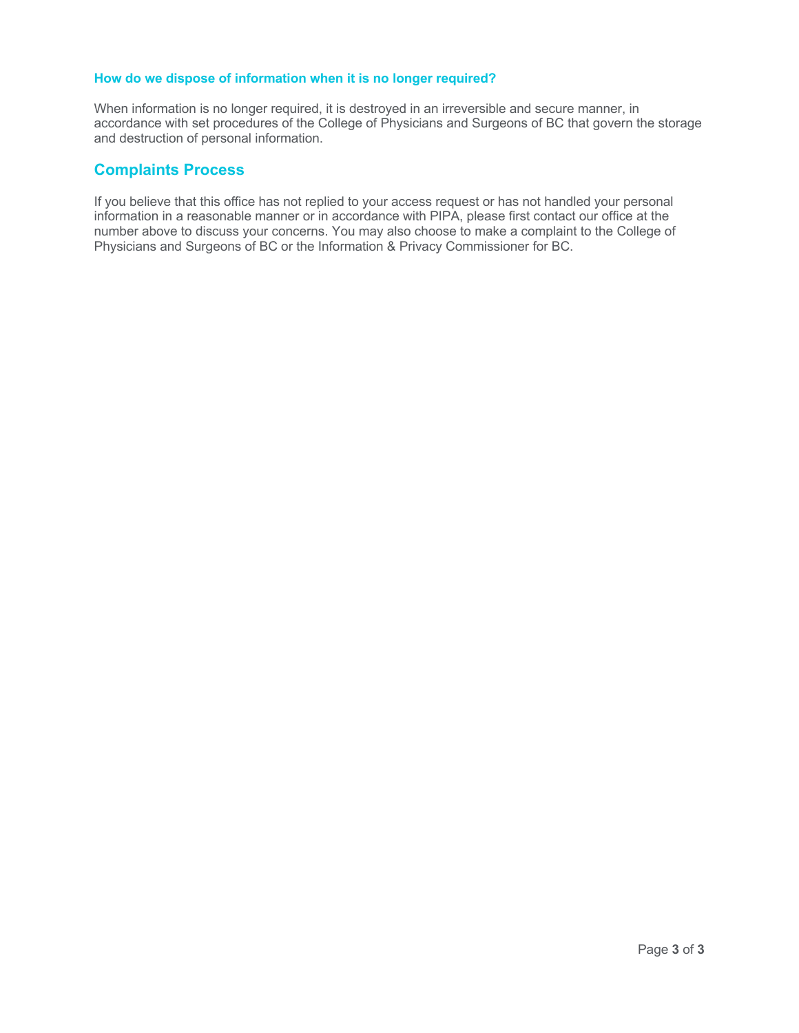### How do we dispose of information when it is no longer required?

When information is no longer required, it is destroyed in an irreversible and secure manner, in accordance with set procedures of the College of Physicians and Surgeons of BC that govern the storage and destruction of personal information.

## Complaints Process

If you believe that this office has not replied to your access request or has not handled your personal information in a reasonable manner or in accordance with PIPA, please first contact our office at the number above to discuss your concerns. You may also choose to make a complaint to the College of Physicians and Surgeons of BC or the Information & Privacy Commissioner for BC.